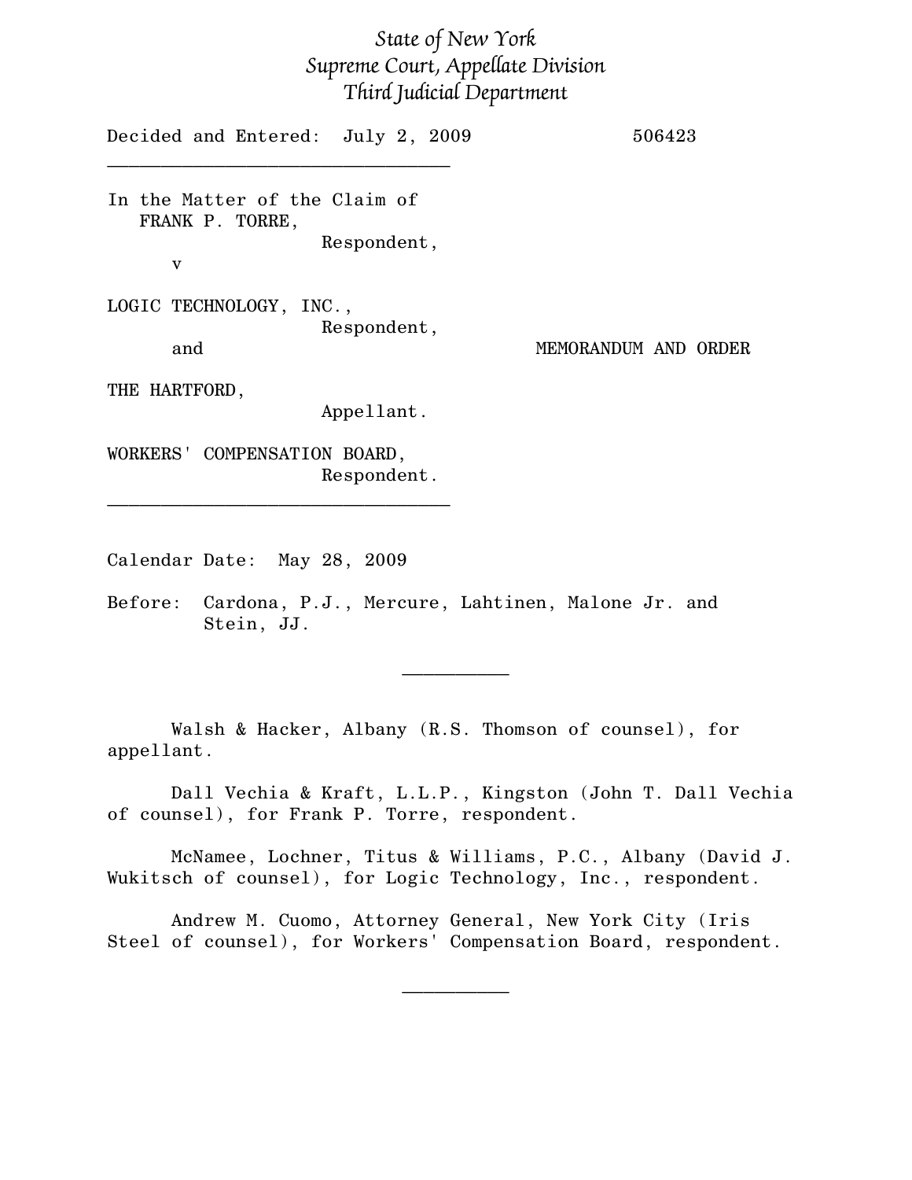*State of New York*
*Supreme Court, Appellate Division*
*Third Judicial Department*

Decided and Entered: July 2, 2009 506423

---

In the Matter of the Claim of
FRANK P. TORRE,
Respondent,
v

LOGIC TECHNOLOGY, INC.,
Respondent,
and

THE HARTFORD,
Appellant.

WORKERS' COMPENSATION BOARD,
Respondent.

MEMORANDUM AND ORDER

---

Calendar Date: May 28, 2009

Before: Cardona, P.J., Mercure, Lahtinen, Malone Jr. and Stein, JJ.

---

Walsh & Hacker, Albany (R.S. Thomson of counsel), for appellant.

Dall Vechia & Kraft, L.L.P., Kingston (John T. Dall Vechia of counsel), for Frank P. Torre, respondent.

McNamee, Lochner, Titus & Williams, P.C., Albany (David J. Wukitsch of counsel), for Logic Technology, Inc., respondent.

Andrew M. Cuomo, Attorney General, New York City (Iris Steel of counsel), for Workers' Compensation Board, respondent.

---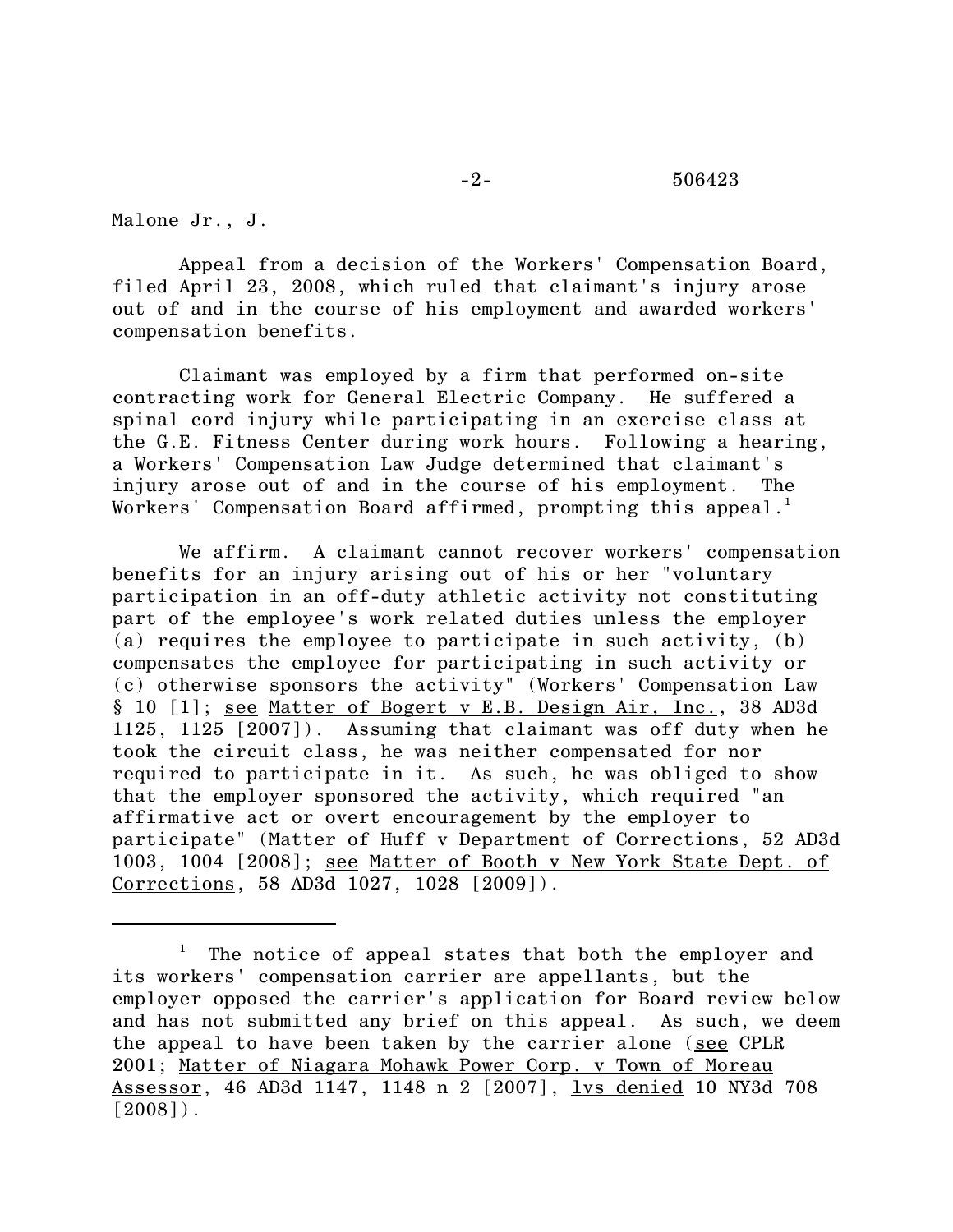Malone Jr., J.

Appeal from a decision of the Workers' Compensation Board, filed April 23, 2008, which ruled that claimant's injury arose out of and in the course of his employment and awarded workers' compensation benefits.

Claimant was employed by a firm that performed on-site contracting work for General Electric Company. He suffered a spinal cord injury while participating in an exercise class at the G.E. Fitness Center during work hours. Following a hearing, a Workers' Compensation Law Judge determined that claimant's injury arose out of and in the course of his employment. The Workers' Compensation Board affirmed, prompting this appeal.[1]

We affirm. A claimant cannot recover workers' compensation benefits for an injury arising out of his or her "voluntary participation in an off-duty athletic activity not constituting part of the employee's work related duties unless the employer (a) requires the employee to participate in such activity, (b) compensates the employee for participating in such activity or (c) otherwise sponsors the activity" (Workers' Compensation Law § 10 [1]; see Matter of Bogert v E.B. Design Air, Inc., 38 AD3d 1125, 1125 [2007]). Assuming that claimant was off duty when he took the circuit class, he was neither compensated for nor required to participate in it. As such, he was obliged to show that the employer sponsored the activity, which required "an affirmative act or overt encouragement by the employer to participate" (Matter of Huff v Department of Corrections, 52 AD3d 1003, 1004 [2008]; see Matter of Booth v New York State Dept. of Corrections, 58 AD3d 1027, 1028 [2009]).

---

[1] The notice of appeal states that both the employer and its workers' compensation carrier are appellants, but the employer opposed the carrier's application for Board review below and has not submitted any brief on this appeal. As such, we deem the appeal to have been taken by the carrier alone (see CPLR 2001; Matter of Niagara Mohawk Power Corp. v Town of Moreau Assessor, 46 AD3d 1147, 1148 n 2 [2007], lvs denied 10 NY3d 708 [2008]).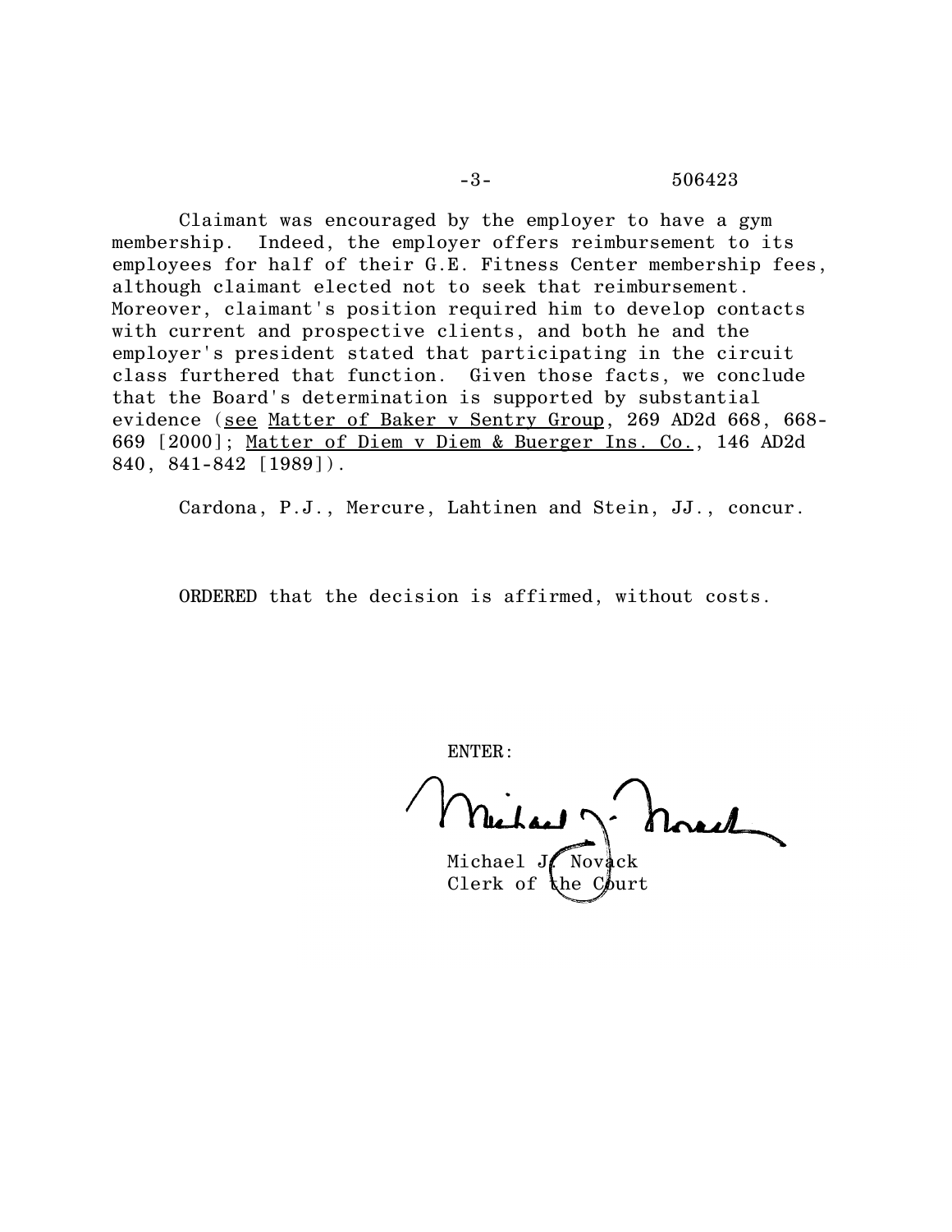Claimant was encouraged by the employer to have a gym membership. Indeed, the employer offers reimbursement to its employees for half of their G.E. Fitness Center membership fees, although claimant elected not to seek that reimbursement. Moreover, claimant's position required him to develop contacts with current and prospective clients, and both he and the employer's president stated that participating in the circuit class furthered that function. Given those facts, we conclude that the Board's determination is supported by substantial evidence (see Matter of Baker v Sentry Group, 269 AD2d 668, 668-669 [2000]; Matter of Diem v Diem & Buerger Ins. Co., 146 AD2d 840, 841-842 [1989]).

Cardona, P.J., Mercure, Lahtinen and Stein, JJ., concur.

ORDERED that the decision is affirmed, without costs.

ENTER:

Michael J. Novack
Clerk of the Court